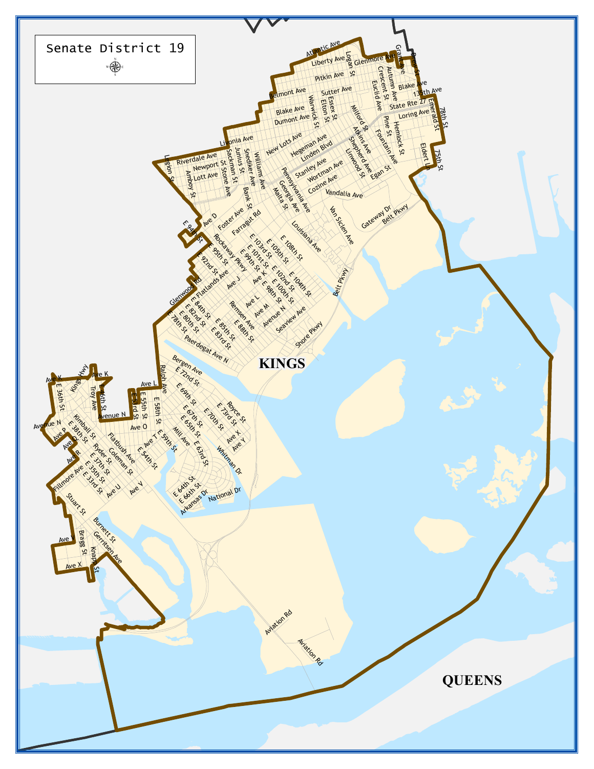# Senate District 19

KINGS

QUEENS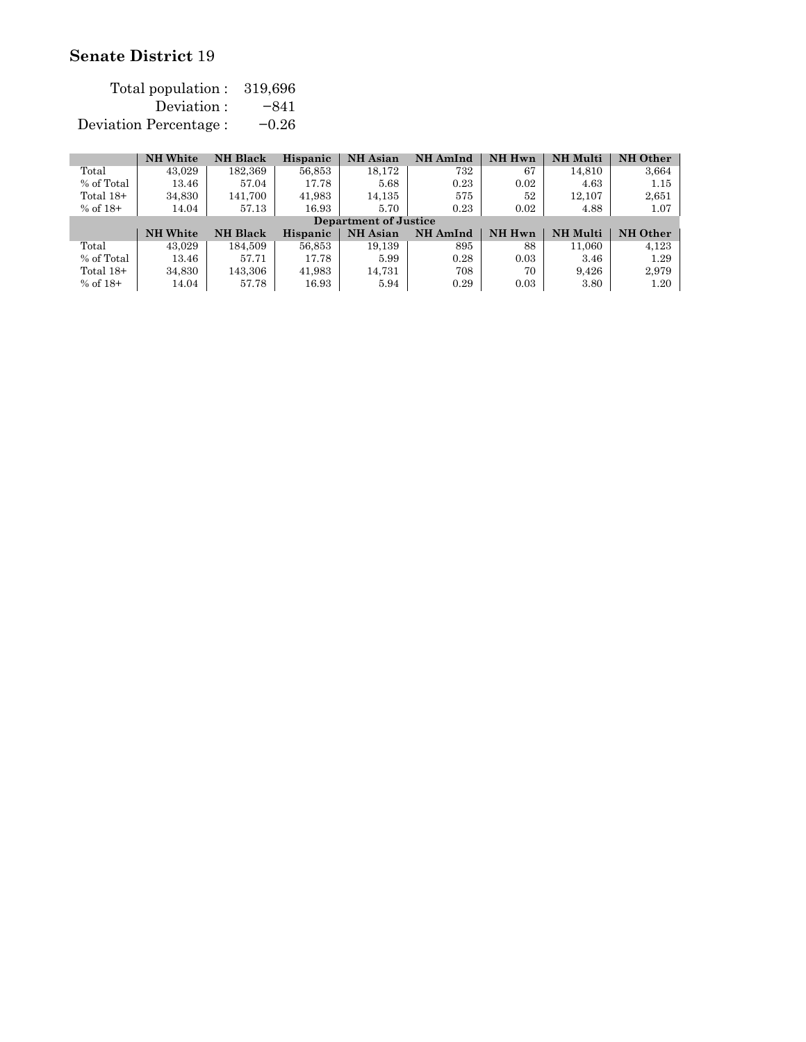## Senate District 19

| | |
|---|---|
| Total population : | 319,696 |
| Deviation : | −841 |
| Deviation Percentage : | −0.26 |

| | NH White | NH Black | Hispanic | NH Asian | NH AmInd | NH Hwn | NH Multi | NH Other |
|---|---|---|---|---|---|---|---|---|
| Total | 43,029 | 182,369 | 56,853 | 18,172 | 732 | 67 | 14,810 | 3,664 |
| % of Total | 13.46 | 57.04 | 17.78 | 5.68 | 0.23 | 0.02 | 4.63 | 1.15 |
| Total 18+ | 34,830 | 141,700 | 41,983 | 14,135 | 575 | 52 | 12,107 | 2,651 |
| % of 18+ | 14.04 | 57.13 | 16.93 | 5.70 | 0.23 | 0.02 | 4.88 | 1.07 |
| **Department of Justice** | | | | | | | | |
| | NH White | NH Black | Hispanic | NH Asian | NH AmInd | NH Hwn | NH Multi | NH Other |
| Total | 43,029 | 184,509 | 56,853 | 19,139 | 895 | 88 | 11,060 | 4,123 |
| % of Total | 13.46 | 57.71 | 17.78 | 5.99 | 0.28 | 0.03 | 3.46 | 1.29 |
| Total 18+ | 34,830 | 143,306 | 41,983 | 14,731 | 708 | 70 | 9,426 | 2,979 |
| % of 18+ | 14.04 | 57.78 | 16.93 | 5.94 | 0.29 | 0.03 | 3.80 | 1.20 |